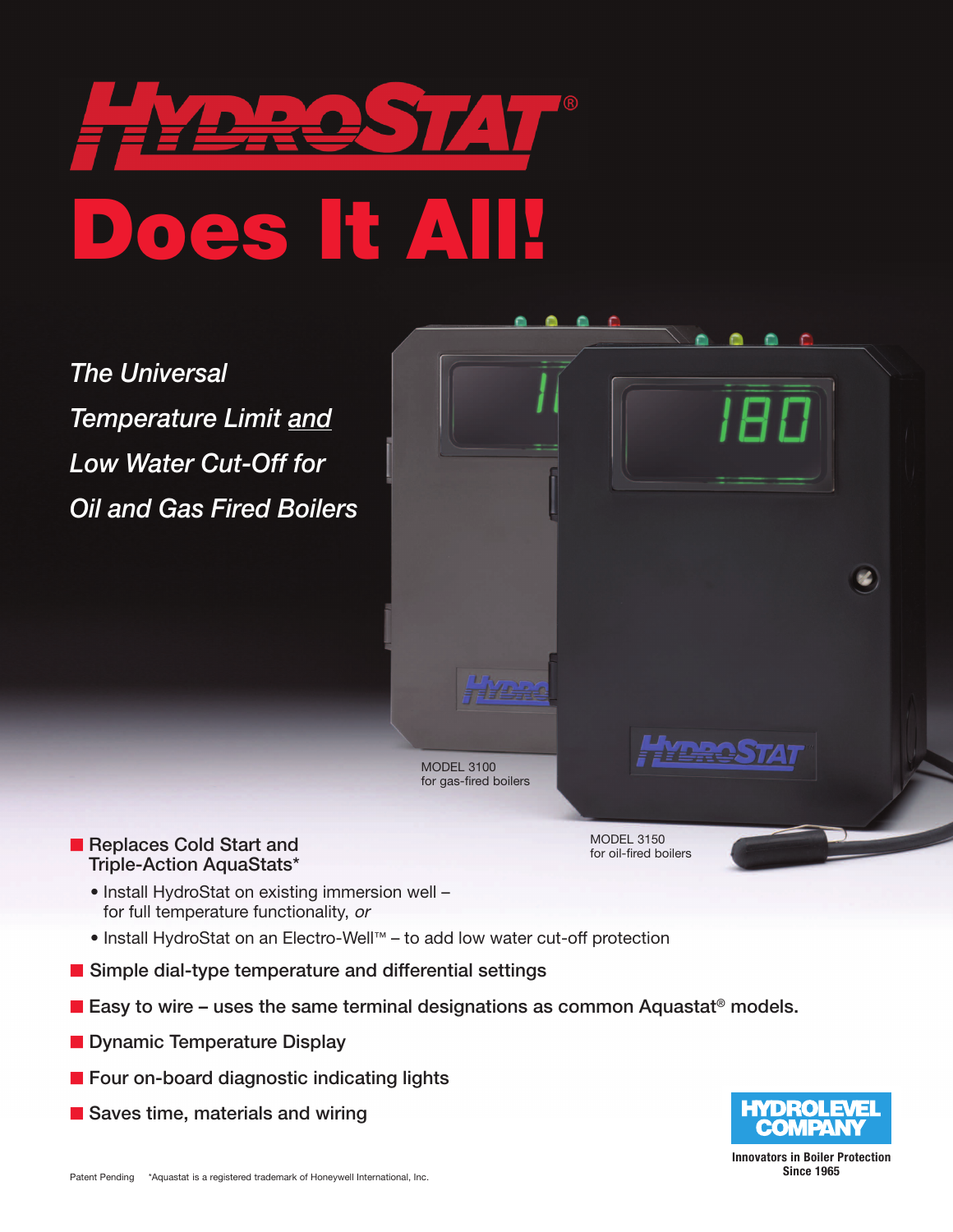# HYDROSTAT®

# Does It All!

*The Universal Temperature Limit and Low Water Cut-Off for Oil and Gas Fired Boilers*

MODEL 3100
for gas-fired boilers

MODEL 3150
for oil-fired boilers

- Replaces Cold Start and Triple-Action AquaStats*
  - Install HydroStat on existing immersion well – for full temperature functionality, *or*
  - Install HydroStat on an Electro-Well™ – to add low water cut-off protection
- Simple dial-type temperature and differential settings
- Easy to wire – uses the same terminal designations as common Aquastat® models.
- Dynamic Temperature Display
- Four on-board diagnostic indicating lights
- Saves time, materials and wiring

**HYDROLEVEL COMPANY**
Innovators in Boiler Protection Since 1965

Patent Pending *Aquastat is a registered trademark of Honeywell International, Inc.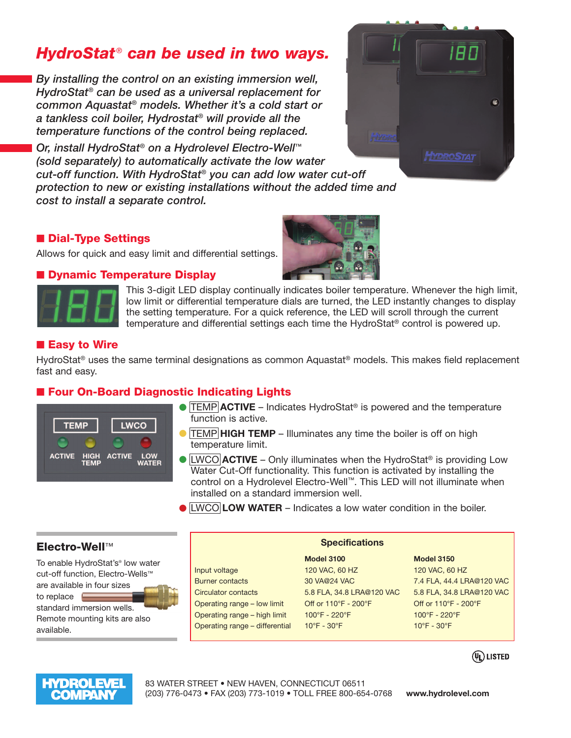# *HydroStat® can be used in two ways.*

*By installing the control on an existing immersion well, HydroStat® can be used as a universal replacement for common Aquastat® models. Whether it's a cold start or a tankless coil boiler, Hydrostat® will provide all the temperature functions of the control being replaced.*

*Or, install HydroStat® on a Hydrolevel Electro-Well™ (sold separately) to automatically activate the low water cut-off function. With HydroStat® you can add low water cut-off protection to new or existing installations without the added time and cost to install a separate control.*

## Dial-Type Settings

Allows for quick and easy limit and differential settings.

## Dynamic Temperature Display

This 3-digit LED display continually indicates boiler temperature. Whenever the high limit, low limit or differential temperature dials are turned, the LED instantly changes to display the setting temperature. For a quick reference, the LED will scroll through the current temperature and differential settings each time the HydroStat® control is powered up.

## Easy to Wire

HydroStat® uses the same terminal designations as common Aquastat® models. This makes field replacement fast and easy.

## Four On-Board Diagnostic Indicating Lights

TEMP ACTIVE HIGH TEMP LWCO ACTIVE LOW WATER

- TEMP **ACTIVE** – Indicates HydroStat® is powered and the temperature function is active.
- TEMP **HIGH TEMP** – Illuminates any time the boiler is off on high temperature limit.
- LWCO **ACTIVE** – Only illuminates when the HydroStat® is providing Low Water Cut-Off functionality. This function is activated by installing the control on a Hydrolevel Electro-Well™. This LED will not illuminate when installed on a standard immersion well.
- LWCO **LOW WATER** – Indicates a low water condition in the boiler.

## Electro-Well™

To enable HydroStat's® low water cut-off function, Electro-Wells™ are available in four sizes to replace standard immersion wells. Remote mounting kits are also available.

### Specifications

| | Model 3100 | Model 3150 |
|---|---|---|
| Input voltage | 120 VAC, 60 HZ | 120 VAC, 60 HZ |
| Burner contacts | 30 VA@24 VAC | 7.4 FLA, 44.4 LRA@120 VAC |
| Circulator contacts | 5.8 FLA, 34.8 LRA@120 VAC | 5.8 FLA, 34.8 LRA@120 VAC |
| Operating range – low limit | Off or 110°F - 200°F | Off or 110°F - 200°F |
| Operating range – high limit | 100°F - 220°F | 100°F - 220°F |
| Operating range – differential | 10°F - 30°F | 10°F - 30°F |

UL LISTED

HYDROLEVEL COMPANY

83 WATER STREET • NEW HAVEN, CONNECTICUT 06511
(203) 776-0473 • FAX (203) 773-1019 • TOLL FREE 800-654-0768 **www.hydrolevel.com**